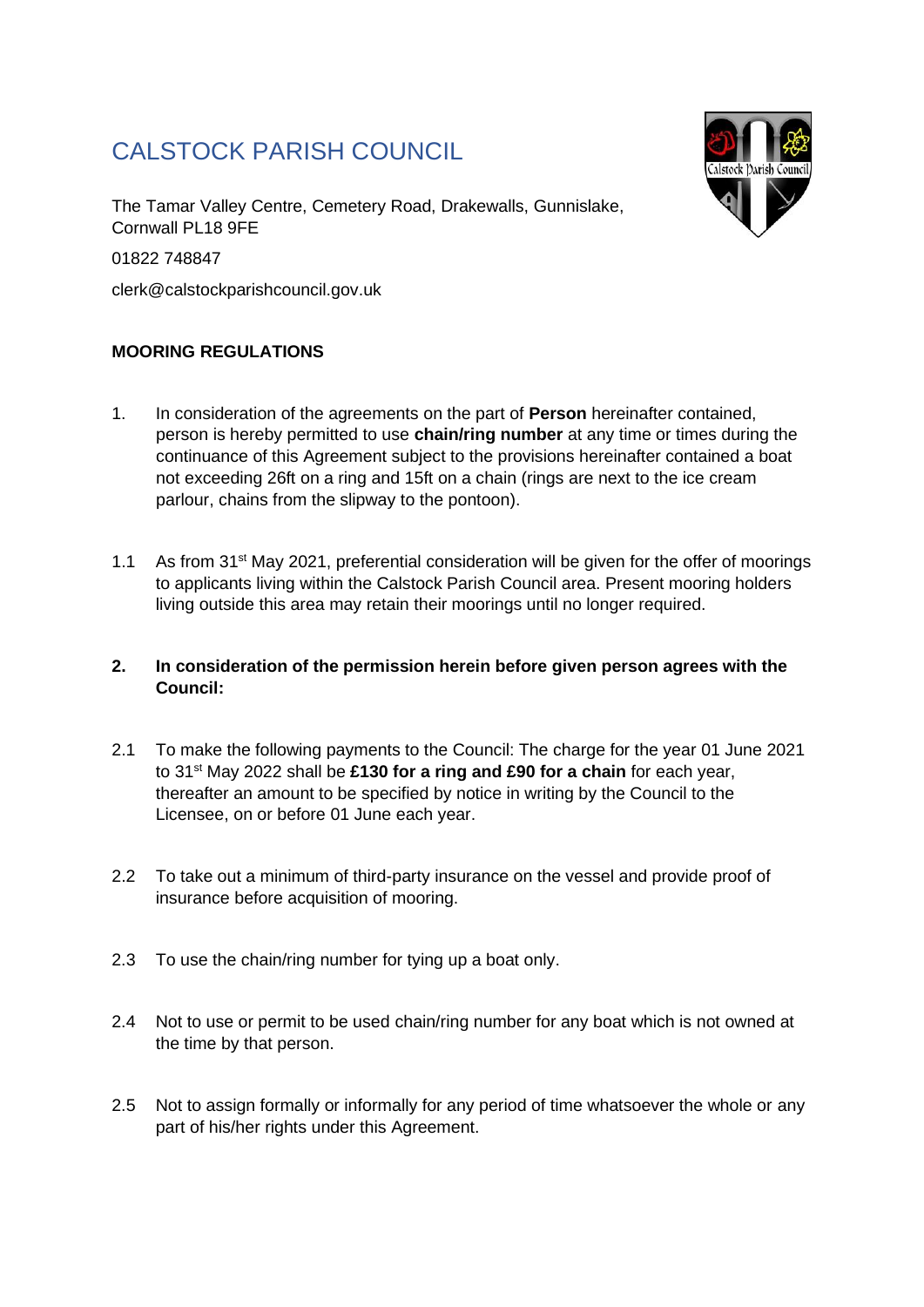# CALSTOCK PARISH COUNCIL

The Tamar Valley Centre, Cemetery Road, Drakewalls, Gunnislake, Cornwall PL18 9FE

01822 748847

clerk@calstockparishcouncil.gov.uk

**MOORING REGULATIONS**

1. In consideration of the agreements on the part of **Person** hereinafter contained, person is hereby permitted to use **chain/ring number** at any time or times during the continuance of this Agreement subject to the provisions hereinafter contained a boat not exceeding 26ft on a ring and 15ft on a chain (rings are next to the ice cream parlour, chains from the slipway to the pontoon).

1.1 As from 31st May 2021, preferential consideration will be given for the offer of moorings to applicants living within the Calstock Parish Council area. Present mooring holders living outside this area may retain their moorings until no longer required.

2. **In consideration of the permission herein before given person agrees with the Council:**

2.1 To make the following payments to the Council: The charge for the year 01 June 2021 to 31st May 2022 shall be **£130 for a ring and £90 for a chain** for each year, thereafter an amount to be specified by notice in writing by the Council to the Licensee, on or before 01 June each year.

2.2 To take out a minimum of third-party insurance on the vessel and provide proof of insurance before acquisition of mooring.

2.3 To use the chain/ring number for tying up a boat only.

2.4 Not to use or permit to be used chain/ring number for any boat which is not owned at the time by that person.

2.5 Not to assign formally or informally for any period of time whatsoever the whole or any part of his/her rights under this Agreement.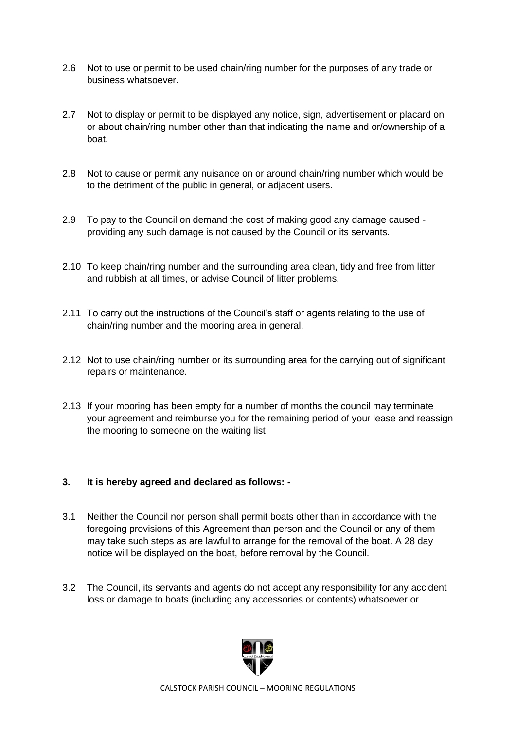2.6 Not to use or permit to be used chain/ring number for the purposes of any trade or business whatsoever.

2.7 Not to display or permit to be displayed any notice, sign, advertisement or placard on or about chain/ring number other than that indicating the name and or/ownership of a boat.

2.8 Not to cause or permit any nuisance on or around chain/ring number which would be to the detriment of the public in general, or adjacent users.

2.9 To pay to the Council on demand the cost of making good any damage caused - providing any such damage is not caused by the Council or its servants.

2.10 To keep chain/ring number and the surrounding area clean, tidy and free from litter and rubbish at all times, or advise Council of litter problems.

2.11 To carry out the instructions of the Council's staff or agents relating to the use of chain/ring number and the mooring area in general.

2.12 Not to use chain/ring number or its surrounding area for the carrying out of significant repairs or maintenance.

2.13 If your mooring has been empty for a number of months the council may terminate your agreement and reimburse you for the remaining period of your lease and reassign the mooring to someone on the waiting list

**3. It is hereby agreed and declared as follows: -**

3.1 Neither the Council nor person shall permit boats other than in accordance with the foregoing provisions of this Agreement than person and the Council or any of them may take such steps as are lawful to arrange for the removal of the boat. A 28 day notice will be displayed on the boat, before removal by the Council.

3.2 The Council, its servants and agents do not accept any responsibility for any accident loss or damage to boats (including any accessories or contents) whatsoever or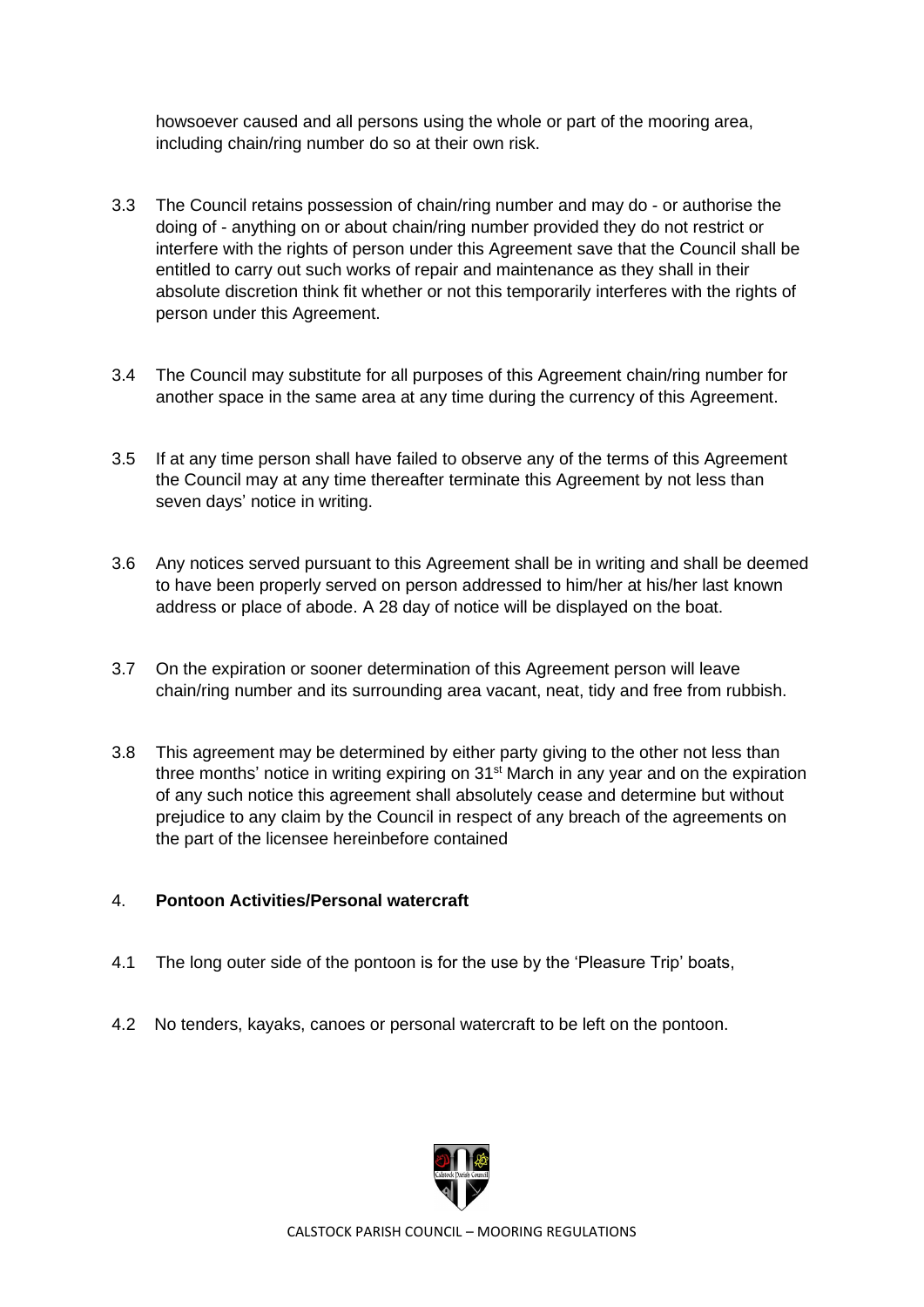howsoever caused and all persons using the whole or part of the mooring area, including chain/ring number do so at their own risk.

3.3 The Council retains possession of chain/ring number and may do - or authorise the doing of - anything on or about chain/ring number provided they do not restrict or interfere with the rights of person under this Agreement save that the Council shall be entitled to carry out such works of repair and maintenance as they shall in their absolute discretion think fit whether or not this temporarily interferes with the rights of person under this Agreement.

3.4 The Council may substitute for all purposes of this Agreement chain/ring number for another space in the same area at any time during the currency of this Agreement.

3.5 If at any time person shall have failed to observe any of the terms of this Agreement the Council may at any time thereafter terminate this Agreement by not less than seven days' notice in writing.

3.6 Any notices served pursuant to this Agreement shall be in writing and shall be deemed to have been properly served on person addressed to him/her at his/her last known address or place of abode. A 28 day of notice will be displayed on the boat.

3.7 On the expiration or sooner determination of this Agreement person will leave chain/ring number and its surrounding area vacant, neat, tidy and free from rubbish.

3.8 This agreement may be determined by either party giving to the other not less than three months' notice in writing expiring on 31st March in any year and on the expiration of any such notice this agreement shall absolutely cease and determine but without prejudice to any claim by the Council in respect of any breach of the agreements on the part of the licensee hereinbefore contained

4. **Pontoon Activities/Personal watercraft**

4.1 The long outer side of the pontoon is for the use by the 'Pleasure Trip' boats,

4.2 No tenders, kayaks, canoes or personal watercraft to be left on the pontoon.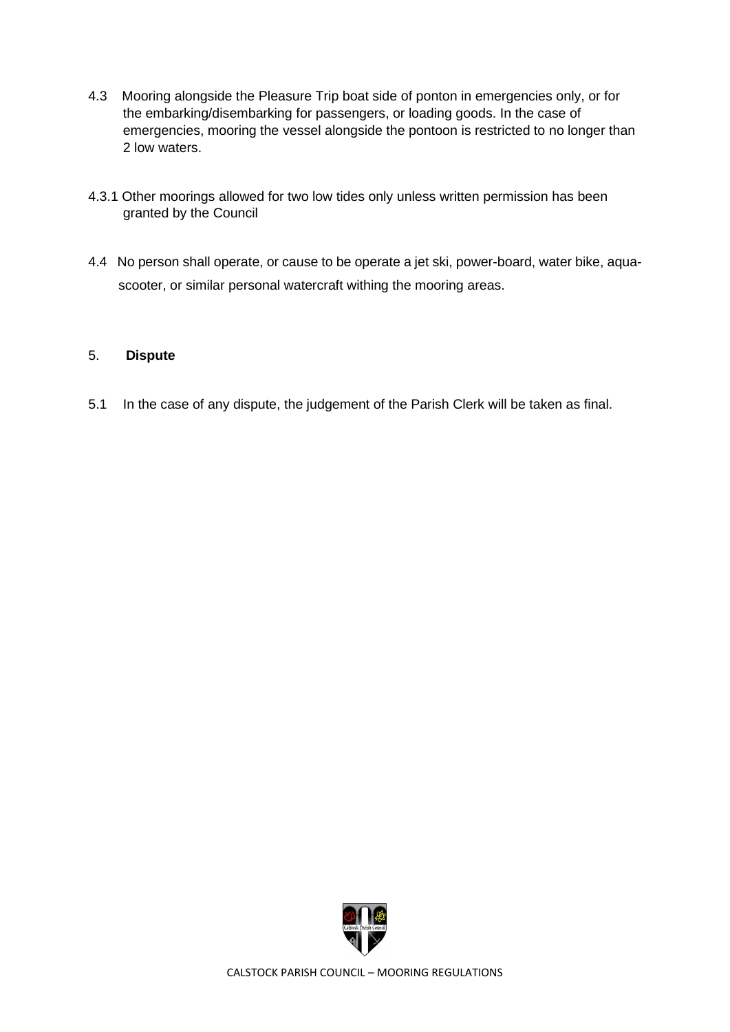4.3 Mooring alongside the Pleasure Trip boat side of ponton in emergencies only, or for the embarking/disembarking for passengers, or loading goods. In the case of emergencies, mooring the vessel alongside the pontoon is restricted to no longer than 2 low waters.

4.3.1 Other moorings allowed for two low tides only unless written permission has been granted by the Council

4.4 No person shall operate, or cause to be operate a jet ski, power-board, water bike, aqua-scooter, or similar personal watercraft withing the mooring areas.

## 5. **Dispute**

5.1 In the case of any dispute, the judgement of the Parish Clerk will be taken as final.